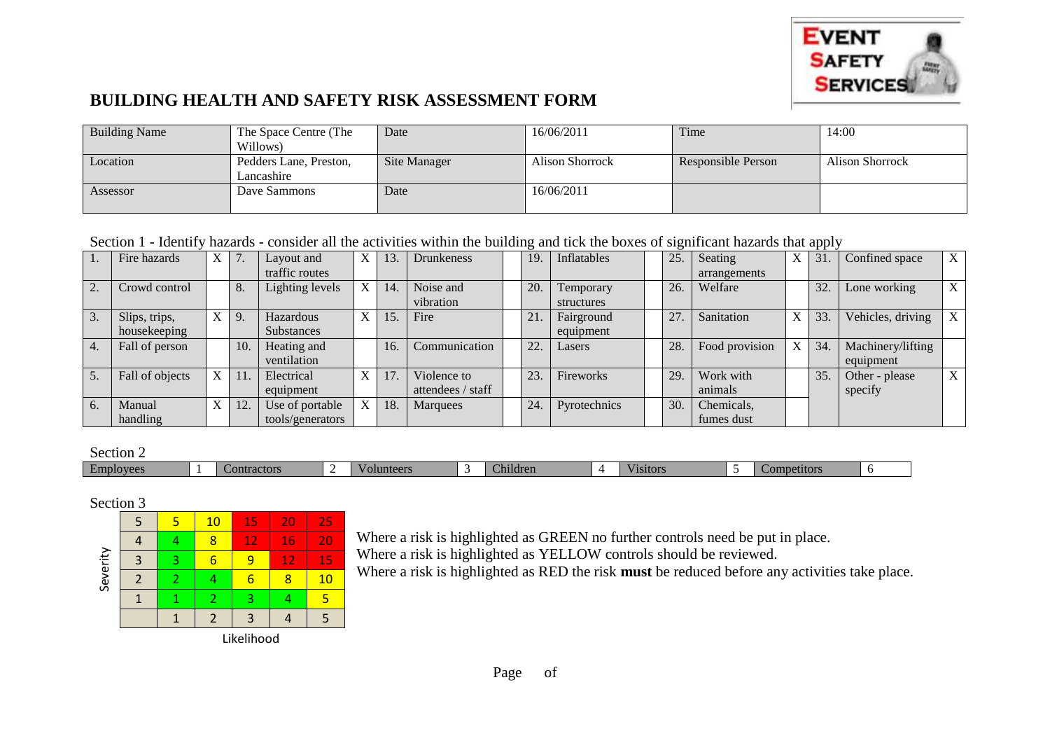# BUILDING HEALTH AND SAFETY RISK ASSESSMENT FORM

| Building Name | The Space Centre (The Willows) | Date | 16/06/2011 | Time | 14:00 |
|---|---|---|---|---|---|
| Location | Pedders Lane, Preston, Lancashire | Site Manager | Alison Shorrock | Responsible Person | Alison Shorrock |
| Assessor | Dave Sammons | Date | 16/06/2011 | | |

Section 1 - Identify hazards - consider all the activities within the building and tick the boxes of significant hazards that apply

| | | | | | | | | | | | | | | | | | |
|---|---|---|---|---|---|---|---|---|---|---|---|---|---|---|---|---|---|
| 1. | Fire hazards | X | 7. | Layout and traffic routes | X | 13. | Drunkeness | | 19. | Inflatables | | 25. | Seating arrangements | X | 31. | Confined space | X |
| 2. | Crowd control | | 8. | Lighting levels | X | 14. | Noise and vibration | | 20. | Temporary structures | | 26. | Welfare | | 32. | Lone working | X |
| 3. | Slips, trips, housekeeping | X | 9. | Hazardous Substances | X | 15. | Fire | | 21. | Fairground equipment | | 27. | Sanitation | X | 33. | Vehicles, driving | X |
| 4. | Fall of person | | 10. | Heating and ventilation | | 16. | Communication | | 22. | Lasers | | 28. | Food provision | X | 34. | Machinery/lifting equipment | |
| 5. | Fall of objects | X | 11. | Electrical equipment | X | 17. | Violence to attendees / staff | | 23. | Fireworks | | 29. | Work with animals | | 35. | Other - please specify | X |
| 6. | Manual handling | X | 12. | Use of portable tools/generators | X | 18. | Marquees | | 24. | Pyrotechnics | | 30. | Chemicals, fumes dust | | | | |

Section 2

| Employees | 1 | Contractors | 2 | Volunteers | 3 | Children | 4 | Visitors | 5 | Competitors | 6 |
|---|---|---|---|---|---|---|---|---|---|---|---|

Section 3

| Severity | | | | | |
|---|---|---|---|---|---|
| 5 | 5 | 10 | 15 | 20 | 25 |
| 4 | 4 | 8 | 12 | 16 | 20 |
| 3 | 3 | 6 | 9 | 12 | 15 |
| 2 | 2 | 4 | 6 | 8 | 10 |
| 1 | 1 | 2 | 3 | 4 | 5 |
| | 1 | 2 | 3 | 4 | 5 |

Likelihood

Where a risk is highlighted as GREEN no further controls need be put in place.
Where a risk is highlighted as YELLOW controls should be reviewed.
Where a risk is highlighted as RED the risk **must** be reduced before any activities take place.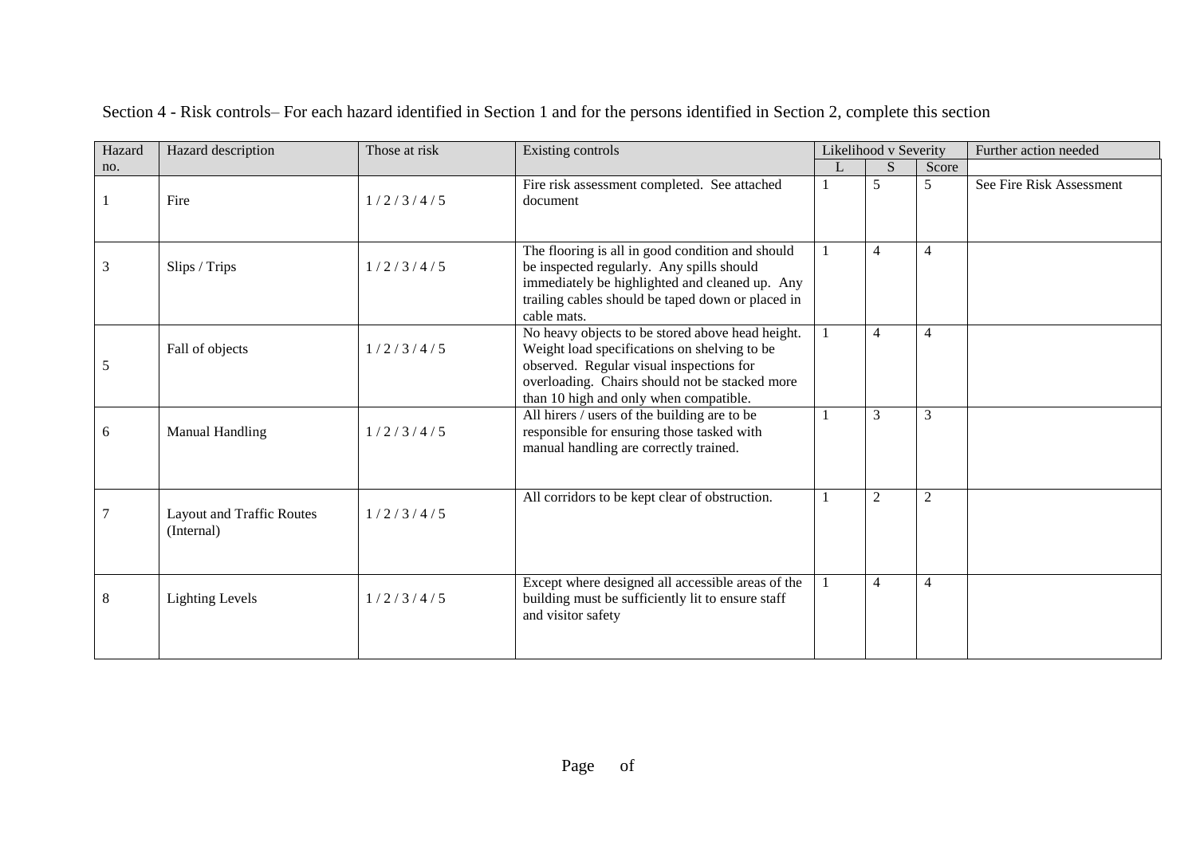Section 4 - Risk controls– For each hazard identified in Section 1 and for the persons identified in Section 2, complete this section

| Hazard no. | Hazard description | Those at risk | Existing controls | Likelihood v Severity | | | Further action needed |
|---|---|---|---|---|---|---|---|
| | | | | L | S | Score | |
| 1 | Fire | 1 / 2 / 3 / 4 / 5 | Fire risk assessment completed. See attached document | 1 | 5 | 5 | See Fire Risk Assessment |
| 3 | Slips / Trips | 1 / 2 / 3 / 4 / 5 | The flooring is all in good condition and should be inspected regularly. Any spills should immediately be highlighted and cleaned up. Any trailing cables should be taped down or placed in cable mats. | 1 | 4 | 4 | |
| 5 | Fall of objects | 1 / 2 / 3 / 4 / 5 | No heavy objects to be stored above head height. Weight load specifications on shelving to be observed. Regular visual inspections for overloading. Chairs should not be stacked more than 10 high and only when compatible. | 1 | 4 | 4 | |
| 6 | Manual Handling | 1 / 2 / 3 / 4 / 5 | All hirers / users of the building are to be responsible for ensuring those tasked with manual handling are correctly trained. | 1 | 3 | 3 | |
| 7 | Layout and Traffic Routes (Internal) | 1 / 2 / 3 / 4 / 5 | All corridors to be kept clear of obstruction. | 1 | 2 | 2 | |
| 8 | Lighting Levels | 1 / 2 / 3 / 4 / 5 | Except where designed all accessible areas of the building must be sufficiently lit to ensure staff and visitor safety | 1 | 4 | 4 | |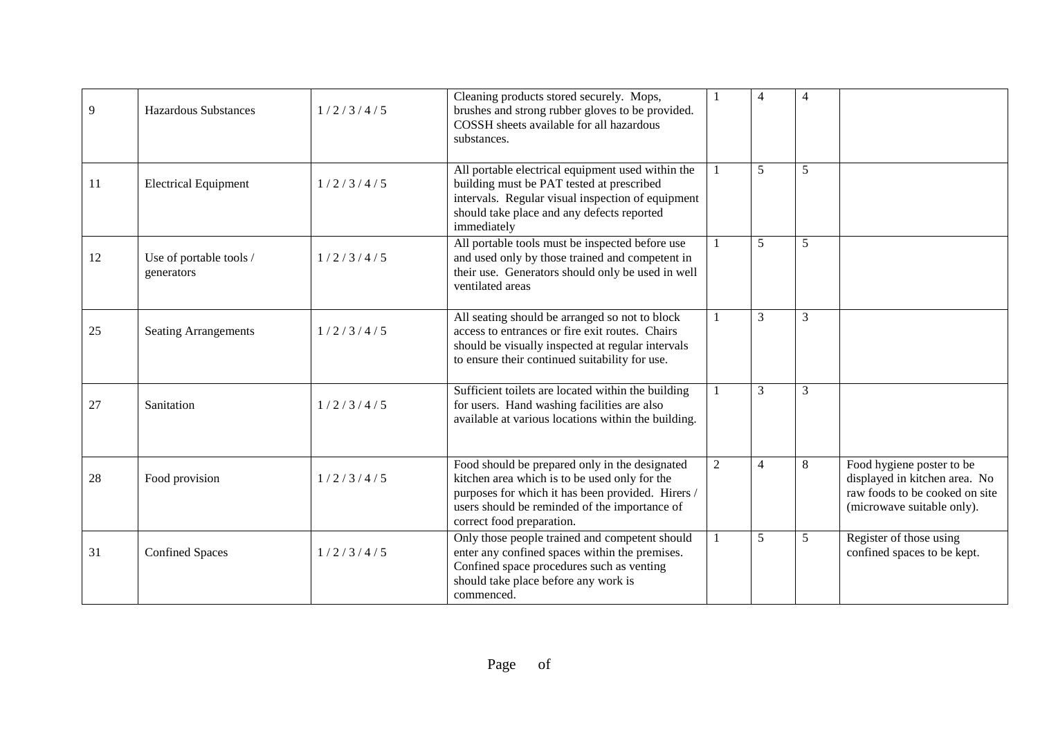| | | | | | | | |
|---|---|---|---|---|---|---|---|
| 9 | Hazardous Substances | 1 / 2 / 3 / 4 / 5 | Cleaning products stored securely. Mops, brushes and strong rubber gloves to be provided. COSSH sheets available for all hazardous substances. | 1 | 4 | 4 | |
| 11 | Electrical Equipment | 1 / 2 / 3 / 4 / 5 | All portable electrical equipment used within the building must be PAT tested at prescribed intervals. Regular visual inspection of equipment should take place and any defects reported immediately | 1 | 5 | 5 | |
| 12 | Use of portable tools / generators | 1 / 2 / 3 / 4 / 5 | All portable tools must be inspected before use and used only by those trained and competent in their use. Generators should only be used in well ventilated areas | 1 | 5 | 5 | |
| 25 | Seating Arrangements | 1 / 2 / 3 / 4 / 5 | All seating should be arranged so not to block access to entrances or fire exit routes. Chairs should be visually inspected at regular intervals to ensure their continued suitability for use. | 1 | 3 | 3 | |
| 27 | Sanitation | 1 / 2 / 3 / 4 / 5 | Sufficient toilets are located within the building for users. Hand washing facilities are also available at various locations within the building. | 1 | 3 | 3 | |
| 28 | Food provision | 1 / 2 / 3 / 4 / 5 | Food should be prepared only in the designated kitchen area which is to be used only for the purposes for which it has been provided. Hirers / users should be reminded of the importance of correct food preparation. | 2 | 4 | 8 | Food hygiene poster to be displayed in kitchen area. No raw foods to be cooked on site (microwave suitable only). |
| 31 | Confined Spaces | 1 / 2 / 3 / 4 / 5 | Only those people trained and competent should enter any confined spaces within the premises. Confined space procedures such as venting should take place before any work is commenced. | 1 | 5 | 5 | Register of those using confined spaces to be kept. |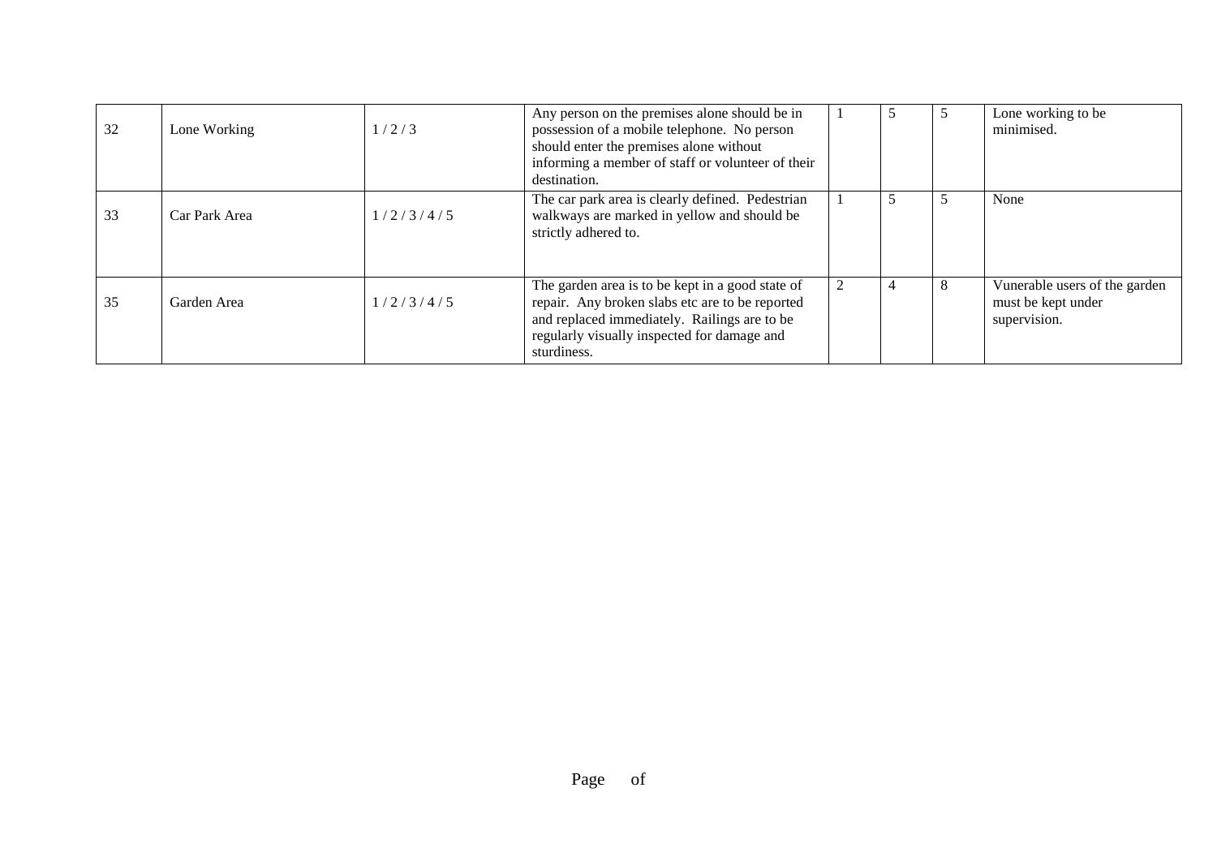| | | | | | | | |
|---|---|---|---|---|---|---|---|
| 32 | Lone Working | 1 / 2 / 3 | Any person on the premises alone should be in possession of a mobile telephone. No person should enter the premises alone without informing a member of staff or volunteer of their destination. | 1 | 5 | 5 | Lone working to be minimised. |
| 33 | Car Park Area | 1 / 2 / 3 / 4 / 5 | The car park area is clearly defined. Pedestrian walkways are marked in yellow and should be strictly adhered to. | 1 | 5 | 5 | None |
| 35 | Garden Area | 1 / 2 / 3 / 4 / 5 | The garden area is to be kept in a good state of repair. Any broken slabs etc are to be reported and replaced immediately. Railings are to be regularly visually inspected for damage and sturdiness. | 2 | 4 | 8 | Vunerable users of the garden must be kept under supervision. |